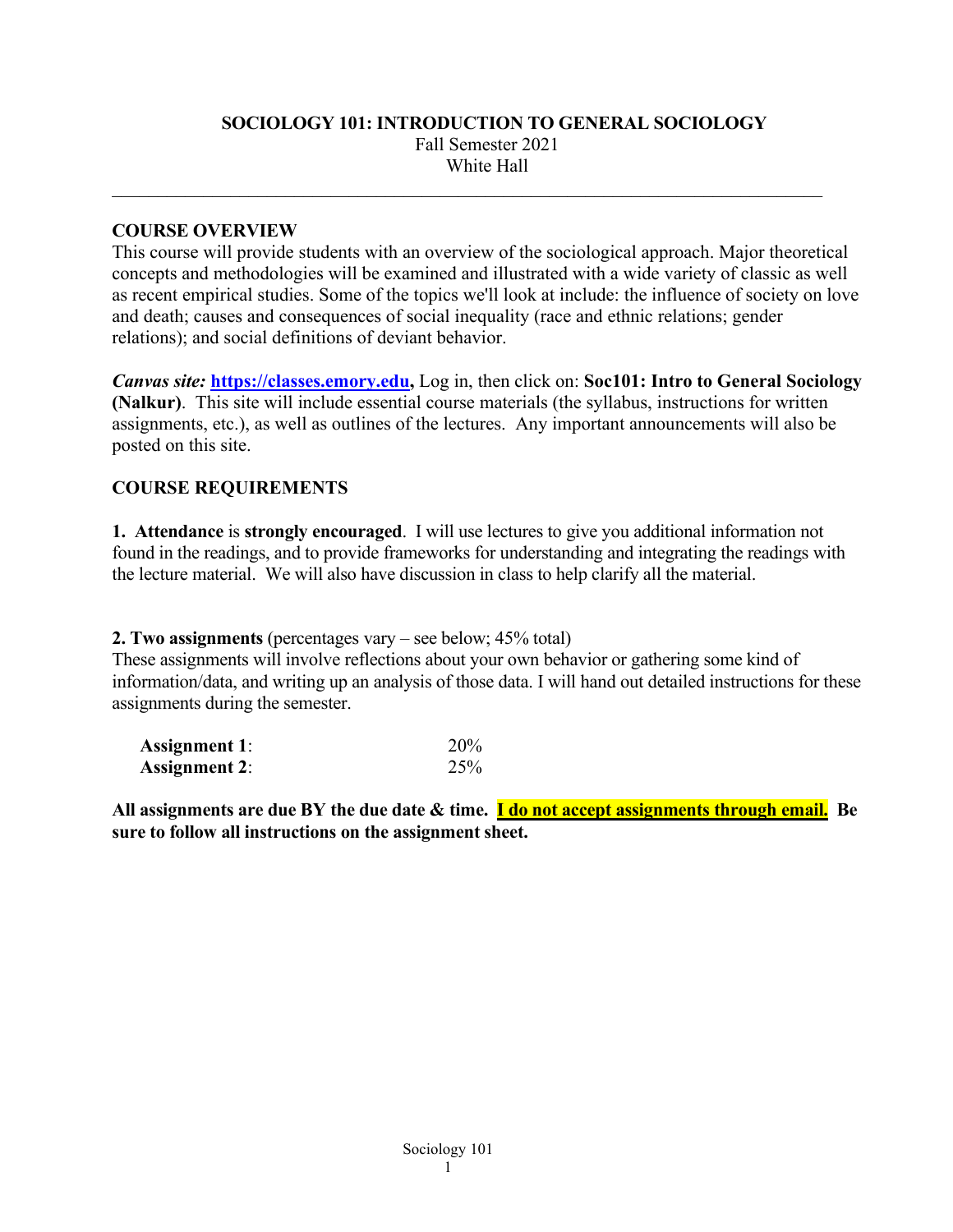# SOCIOLOGY 101: INTRODUCTION TO GENERAL SOCIOLOGY

Fall Semester 2021

White Hall

---

## COURSE OVERVIEW

This course will provide students with an overview of the sociological approach. Major theoretical concepts and methodologies will be examined and illustrated with a wide variety of classic as well as recent empirical studies. Some of the topics we'll look at include: the influence of society on love and death; causes and consequences of social inequality (race and ethnic relations; gender relations); and social definitions of deviant behavior.

***Canvas site:*** **[https://classes.emory.edu](https://classes.emory.edu),** Log in, then click on: **Soc101: Intro to General Sociology (Nalkur)**. This site will include essential course materials (the syllabus, instructions for written assignments, etc.), as well as outlines of the lectures. Any important announcements will also be posted on this site.

## COURSE REQUIREMENTS

**1. Attendance** is **strongly encouraged**. I will use lectures to give you additional information not found in the readings, and to provide frameworks for understanding and integrating the readings with the lecture material. We will also have discussion in class to help clarify all the material.

**2. Two assignments** (percentages vary – see below; 45% total)
These assignments will involve reflections about your own behavior or gathering some kind of information/data, and writing up an analysis of those data. I will hand out detailed instructions for these assignments during the semester.

| | |
|---|---|
| **Assignment 1**: | 20% |
| **Assignment 2**: | 25% |

**All assignments are due BY the due date & time. I do not accept assignments through email. Be sure to follow all instructions on the assignment sheet.**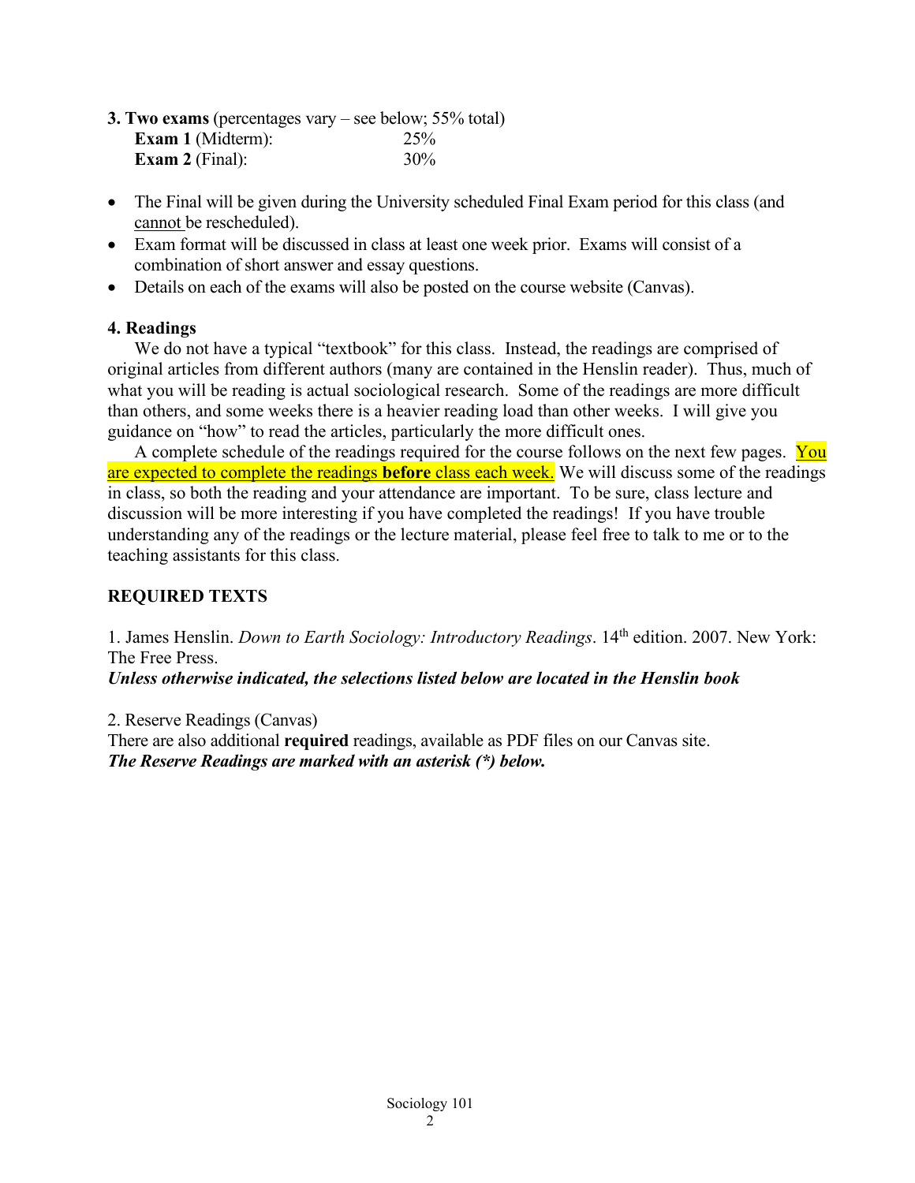**3. Two exams** (percentages vary – see below; 55% total)

**Exam 1** (Midterm): 25%
**Exam 2** (Final): 30%

- The Final will be given during the University scheduled Final Exam period for this class (and cannot be rescheduled).
- Exam format will be discussed in class at least one week prior. Exams will consist of a combination of short answer and essay questions.
- Details on each of the exams will also be posted on the course website (Canvas).

**4. Readings**

We do not have a typical "textbook" for this class. Instead, the readings are comprised of original articles from different authors (many are contained in the Henslin reader). Thus, much of what you will be reading is actual sociological research. Some of the readings are more difficult than others, and some weeks there is a heavier reading load than other weeks. I will give you guidance on "how" to read the articles, particularly the more difficult ones.

A complete schedule of the readings required for the course follows on the next few pages. You are expected to complete the readings **before** class each week. We will discuss some of the readings in class, so both the reading and your attendance are important. To be sure, class lecture and discussion will be more interesting if you have completed the readings! If you have trouble understanding any of the readings or the lecture material, please feel free to talk to me or to the teaching assistants for this class.

**REQUIRED TEXTS**

1. James Henslin. *Down to Earth Sociology: Introductory Readings*. 14th edition. 2007. New York: The Free Press.
***Unless otherwise indicated, the selections listed below are located in the Henslin book***

2. Reserve Readings (Canvas)
There are also additional **required** readings, available as PDF files on our Canvas site.
***The Reserve Readings are marked with an asterisk (*) below.***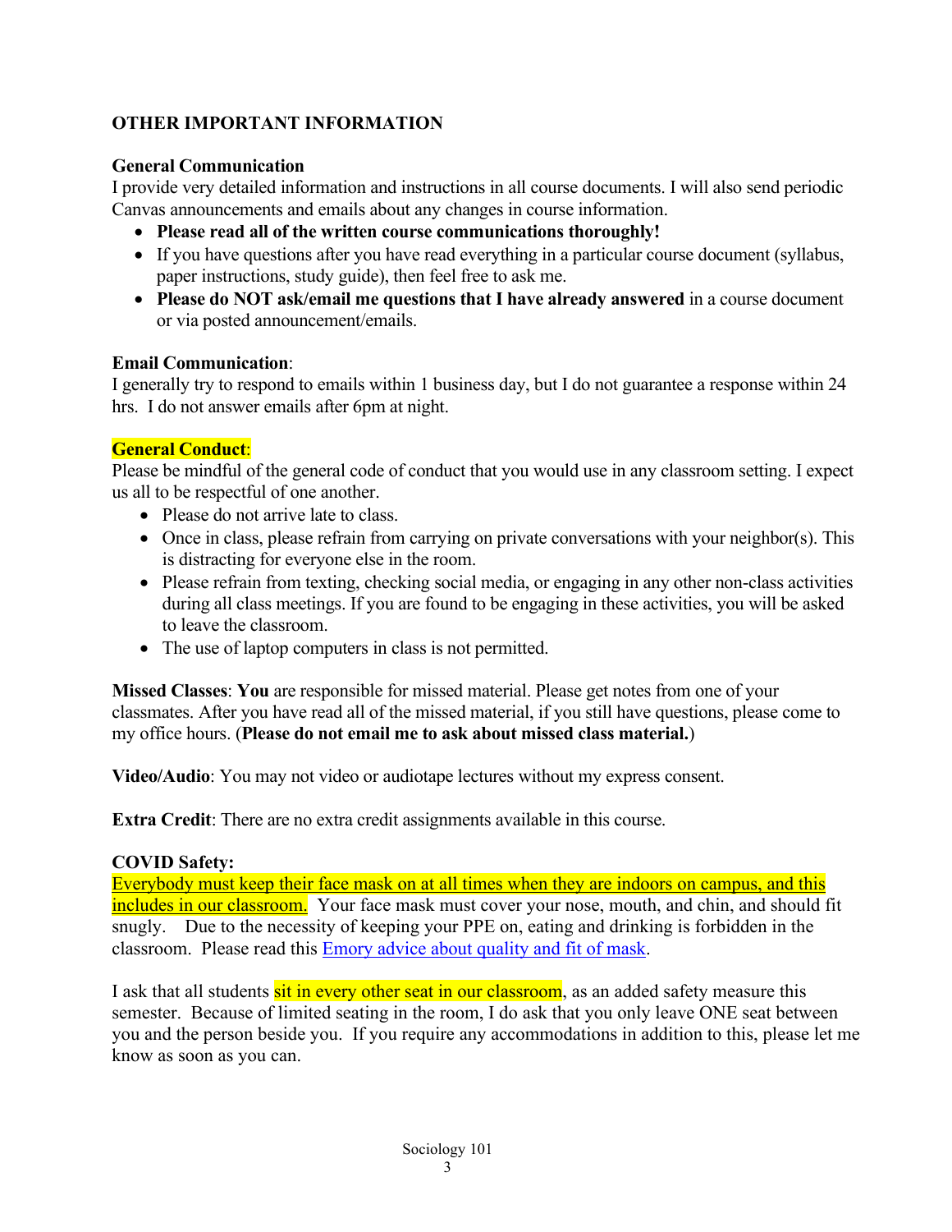## OTHER IMPORTANT INFORMATION

**General Communication**
I provide very detailed information and instructions in all course documents. I will also send periodic Canvas announcements and emails about any changes in course information.

- **Please read all of the written course communications thoroughly!**
- If you have questions after you have read everything in a particular course document (syllabus, paper instructions, study guide), then feel free to ask me.
- **Please do NOT ask/email me questions that I have already answered** in a course document or via posted announcement/emails.

**Email Communication**:
I generally try to respond to emails within 1 business day, but I do not guarantee a response within 24 hrs. I do not answer emails after 6pm at night.

**General Conduct**:
Please be mindful of the general code of conduct that you would use in any classroom setting. I expect us all to be respectful of one another.

- Please do not arrive late to class.
- Once in class, please refrain from carrying on private conversations with your neighbor(s). This is distracting for everyone else in the room.
- Please refrain from texting, checking social media, or engaging in any other non-class activities during all class meetings. If you are found to be engaging in these activities, you will be asked to leave the classroom.
- The use of laptop computers in class is not permitted.

**Missed Classes**: **You** are responsible for missed material. Please get notes from one of your classmates. After you have read all of the missed material, if you still have questions, please come to my office hours. (**Please do not email me to ask about missed class material.**)

**Video/Audio**: You may not video or audiotape lectures without my express consent.

**Extra Credit**: There are no extra credit assignments available in this course.

**COVID Safety:**
Everybody must keep their face mask on at all times when they are indoors on campus, and this includes in our classroom. Your face mask must cover your nose, mouth, and chin, and should fit snugly. Due to the necessity of keeping your PPE on, eating and drinking is forbidden in the classroom. Please read this [Emory advice about quality and fit of mask](#).

I ask that all students sit in every other seat in our classroom, as an added safety measure this semester. Because of limited seating in the room, I do ask that you only leave ONE seat between you and the person beside you. If you require any accommodations in addition to this, please let me know as soon as you can.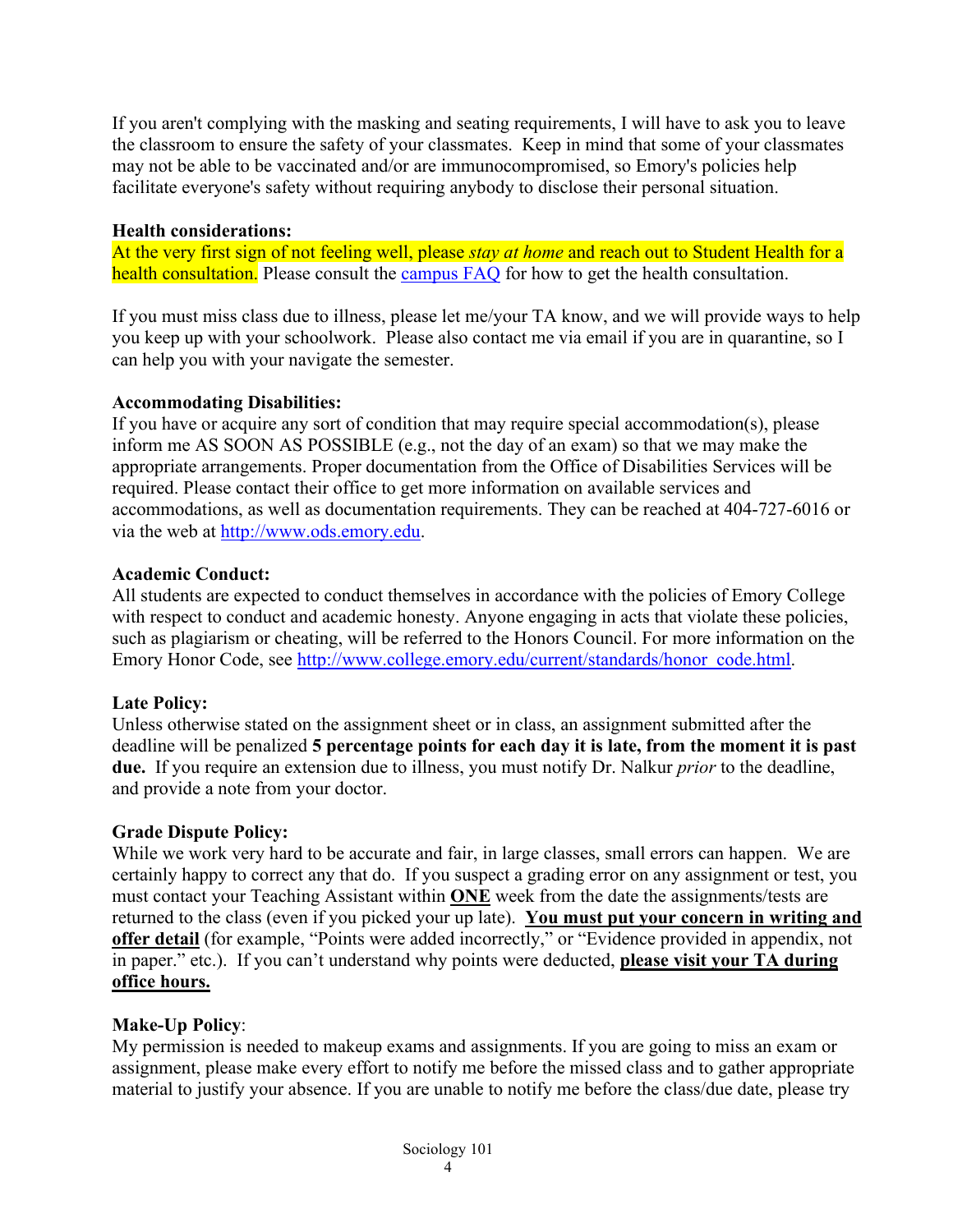If you aren't complying with the masking and seating requirements, I will have to ask you to leave the classroom to ensure the safety of your classmates. Keep in mind that some of your classmates may not be able to be vaccinated and/or are immunocompromised, so Emory's policies help facilitate everyone's safety without requiring anybody to disclose their personal situation.

**Health considerations:**
At the very first sign of not feeling well, please *stay at home* and reach out to Student Health for a health consultation. Please consult the [campus FAQ]() for how to get the health consultation.

If you must miss class due to illness, please let me/your TA know, and we will provide ways to help you keep up with your schoolwork. Please also contact me via email if you are in quarantine, so I can help you with your navigate the semester.

**Accommodating Disabilities:**
If you have or acquire any sort of condition that may require special accommodation(s), please inform me AS SOON AS POSSIBLE (e.g., not the day of an exam) so that we may make the appropriate arrangements. Proper documentation from the Office of Disabilities Services will be required. Please contact their office to get more information on available services and accommodations, as well as documentation requirements. They can be reached at 404-727-6016 or via the web at [http://www.ods.emory.edu](http://www.ods.emory.edu).

**Academic Conduct:**
All students are expected to conduct themselves in accordance with the policies of Emory College with respect to conduct and academic honesty. Anyone engaging in acts that violate these policies, such as plagiarism or cheating, will be referred to the Honors Council. For more information on the Emory Honor Code, see [http://www.college.emory.edu/current/standards/honor_code.html](http://www.college.emory.edu/current/standards/honor_code.html).

**Late Policy:**
Unless otherwise stated on the assignment sheet or in class, an assignment submitted after the deadline will be penalized **5 percentage points for each day it is late, from the moment it is past due.** If you require an extension due to illness, you must notify Dr. Nalkur *prior* to the deadline, and provide a note from your doctor.

**Grade Dispute Policy:**
While we work very hard to be accurate and fair, in large classes, small errors can happen. We are certainly happy to correct any that do. If you suspect a grading error on any assignment or test, you must contact your Teaching Assistant within **ONE** week from the date the assignments/tests are returned to the class (even if you picked your up late). **You must put your concern in writing and offer detail** (for example, "Points were added incorrectly," or "Evidence provided in appendix, not in paper." etc.). If you can't understand why points were deducted, **please visit your TA during office hours.**

**Make-Up Policy**:
My permission is needed to makeup exams and assignments. If you are going to miss an exam or assignment, please make every effort to notify me before the missed class and to gather appropriate material to justify your absence. If you are unable to notify me before the class/due date, please try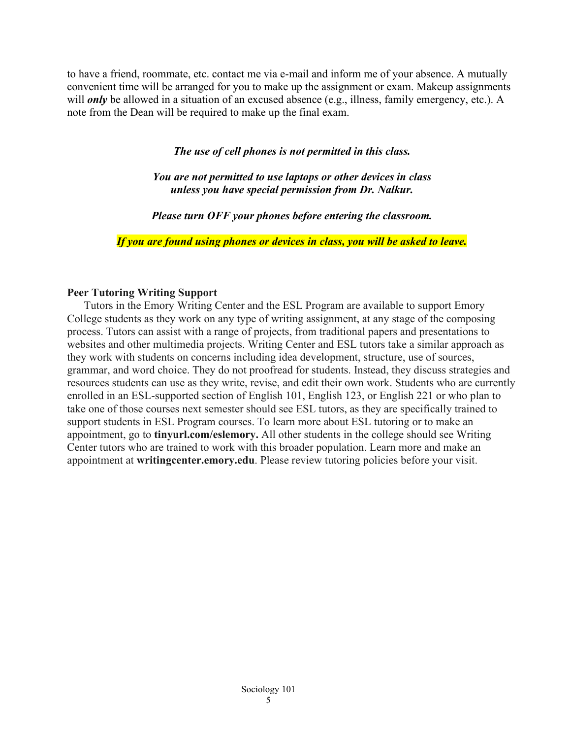to have a friend, roommate, etc. contact me via e-mail and inform me of your absence. A mutually convenient time will be arranged for you to make up the assignment or exam. Makeup assignments will ***only*** be allowed in a situation of an excused absence (e.g., illness, family emergency, etc.). A note from the Dean will be required to make up the final exam.

***The use of cell phones is not permitted in this class.***

***You are not permitted to use laptops or other devices in class unless you have special permission from Dr. Nalkur.***

***Please turn OFF your phones before entering the classroom.***

***If you are found using phones or devices in class, you will be asked to leave.***

**Peer Tutoring Writing Support**

Tutors in the Emory Writing Center and the ESL Program are available to support Emory College students as they work on any type of writing assignment, at any stage of the composing process. Tutors can assist with a range of projects, from traditional papers and presentations to websites and other multimedia projects. Writing Center and ESL tutors take a similar approach as they work with students on concerns including idea development, structure, use of sources, grammar, and word choice. They do not proofread for students. Instead, they discuss strategies and resources students can use as they write, revise, and edit their own work. Students who are currently enrolled in an ESL-supported section of English 101, English 123, or English 221 or who plan to take one of those courses next semester should see ESL tutors, as they are specifically trained to support students in ESL Program courses. To learn more about ESL tutoring or to make an appointment, go to **tinyurl.com/eslemory.** All other students in the college should see Writing Center tutors who are trained to work with this broader population. Learn more and make an appointment at **writingcenter.emory.edu**. Please review tutoring policies before your visit.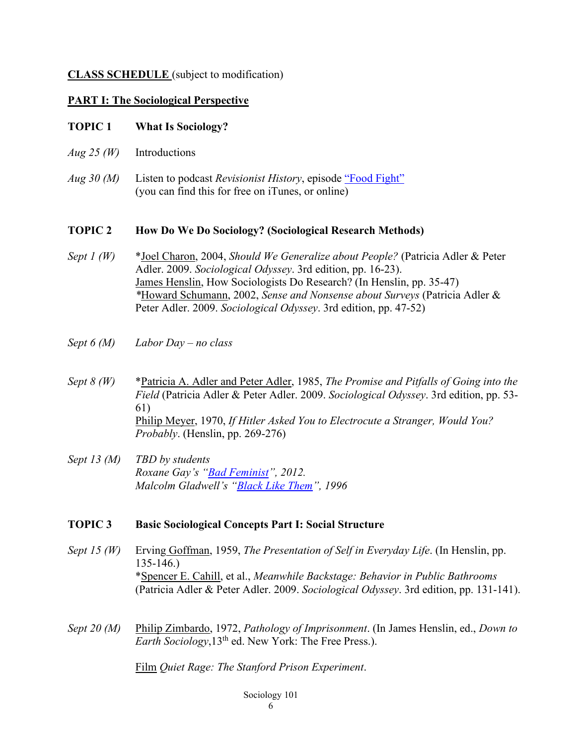**CLASS SCHEDULE** (subject to modification)

**PART I: The Sociological Perspective**

**TOPIC 1 What Is Sociology?**

*Aug 25 (W)* Introductions

*Aug 30 (M)* Listen to podcast *Revisionist History*, episode "Food Fight" (you can find this for free on iTunes, or online)

**TOPIC 2 How Do We Do Sociology? (Sociological Research Methods)**

*Sept 1 (W)* *Joel Charon, 2004, *Should We Generalize about People?* (Patricia Adler & Peter Adler. 2009. *Sociological Odyssey*. 3rd edition, pp. 16-23).
James Henslin, How Sociologists Do Research? (In Henslin, pp. 35-47)
*Howard Schumann, 2002, *Sense and Nonsense about Surveys* (Patricia Adler & Peter Adler. 2009. *Sociological Odyssey*. 3rd edition, pp. 47-52)

*Sept 6 (M)* *Labor Day – no class*

*Sept 8 (W)* *Patricia A. Adler and Peter Adler, 1985, *The Promise and Pitfalls of Going into the Field* (Patricia Adler & Peter Adler. 2009. *Sociological Odyssey*. 3rd edition, pp. 53-61)
Philip Meyer, 1970, *If Hitler Asked You to Electrocute a Stranger, Would You? Probably*. (Henslin, pp. 269-276)

*Sept 13 (M)* *TBD by students*
*Roxane Gay's "Bad Feminist", 2012.*
*Malcolm Gladwell's "Black Like Them", 1996*

**TOPIC 3 Basic Sociological Concepts Part I: Social Structure**

*Sept 15 (W)* Erving Goffman, 1959, *The Presentation of Self in Everyday Life*. (In Henslin, pp. 135-146.)
*Spencer E. Cahill, et al., *Meanwhile Backstage: Behavior in Public Bathrooms* (Patricia Adler & Peter Adler. 2009. *Sociological Odyssey*. 3rd edition, pp. 131-141).

*Sept 20 (M)* Philip Zimbardo, 1972, *Pathology of Imprisonment*. (In James Henslin, ed., *Down to Earth Sociology*,13th ed. New York: The Free Press.).

Film *Quiet Rage: The Stanford Prison Experiment*.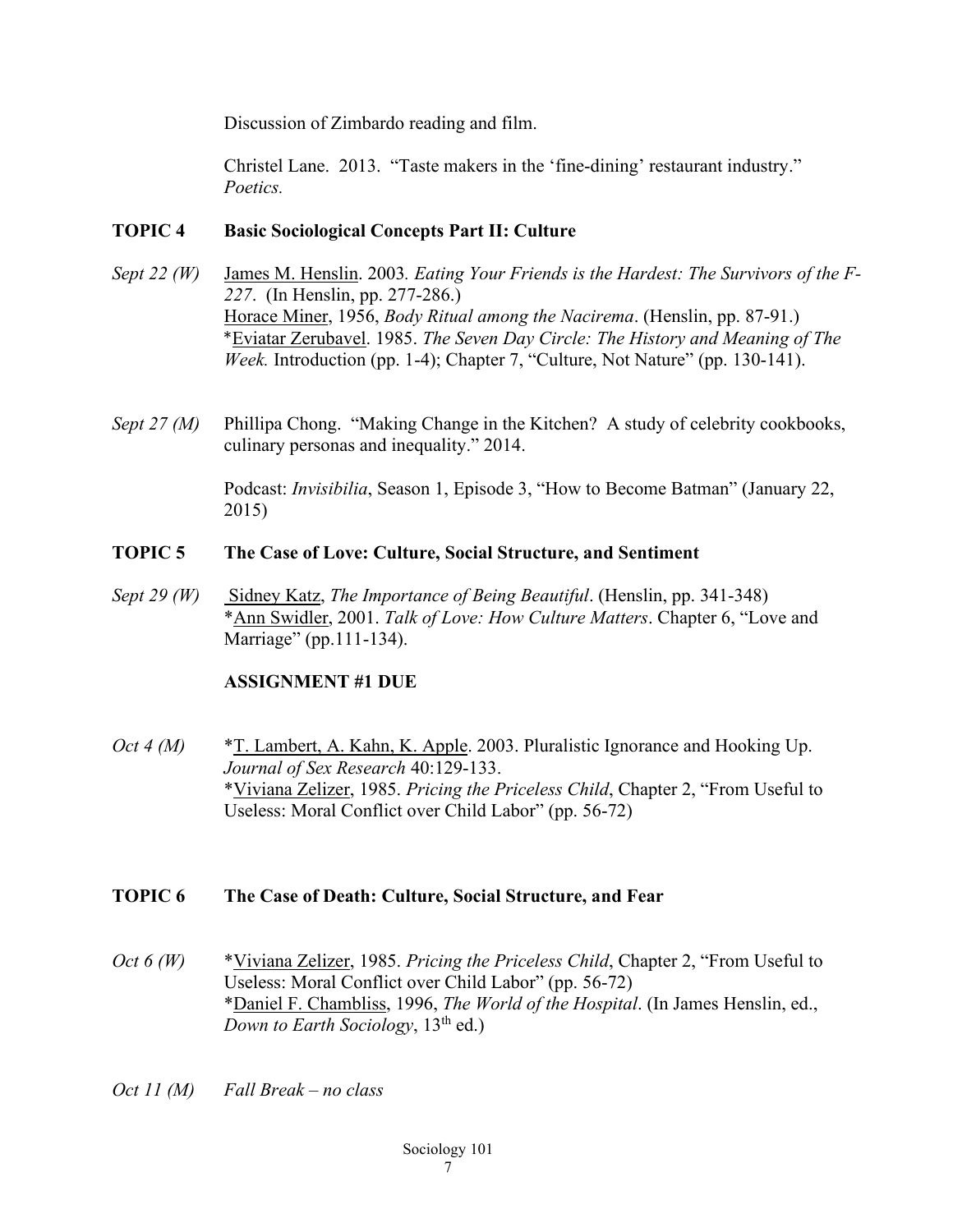Discussion of Zimbardo reading and film.

Christel Lane. 2013. "Taste makers in the 'fine-dining' restaurant industry." *Poetics.*

**TOPIC 4 Basic Sociological Concepts Part II: Culture**

*Sept 22 (W)* James M. Henslin. 2003. *Eating Your Friends is the Hardest: The Survivors of the F-227*. (In Henslin, pp. 277-286.)
Horace Miner, 1956, *Body Ritual among the Nacirema*. (Henslin, pp. 87-91.)
*Eviatar Zerubavel. 1985. *The Seven Day Circle: The History and Meaning of The Week.* Introduction (pp. 1-4); Chapter 7, "Culture, Not Nature" (pp. 130-141).

*Sept 27 (M)* Phillipa Chong. "Making Change in the Kitchen? A study of celebrity cookbooks, culinary personas and inequality." 2014.

Podcast: *Invisibilia*, Season 1, Episode 3, "How to Become Batman" (January 22, 2015)

**TOPIC 5 The Case of Love: Culture, Social Structure, and Sentiment**

*Sept 29 (W)* Sidney Katz, *The Importance of Being Beautiful*. (Henslin, pp. 341-348)
*Ann Swidler, 2001. *Talk of Love: How Culture Matters*. Chapter 6, "Love and Marriage" (pp.111-134).

**ASSIGNMENT #1 DUE**

*Oct 4 (M)* *T. Lambert, A. Kahn, K. Apple. 2003. Pluralistic Ignorance and Hooking Up. *Journal of Sex Research* 40:129-133.
*Viviana Zelizer, 1985. *Pricing the Priceless Child*, Chapter 2, "From Useful to Useless: Moral Conflict over Child Labor" (pp. 56-72)

**TOPIC 6 The Case of Death: Culture, Social Structure, and Fear**

*Oct 6 (W)* *Viviana Zelizer, 1985. *Pricing the Priceless Child*, Chapter 2, "From Useful to Useless: Moral Conflict over Child Labor" (pp. 56-72)
*Daniel F. Chambliss, 1996, *The World of the Hospital*. (In James Henslin, ed., *Down to Earth Sociology*, 13th ed.)

*Oct 11 (M) Fall Break – no class*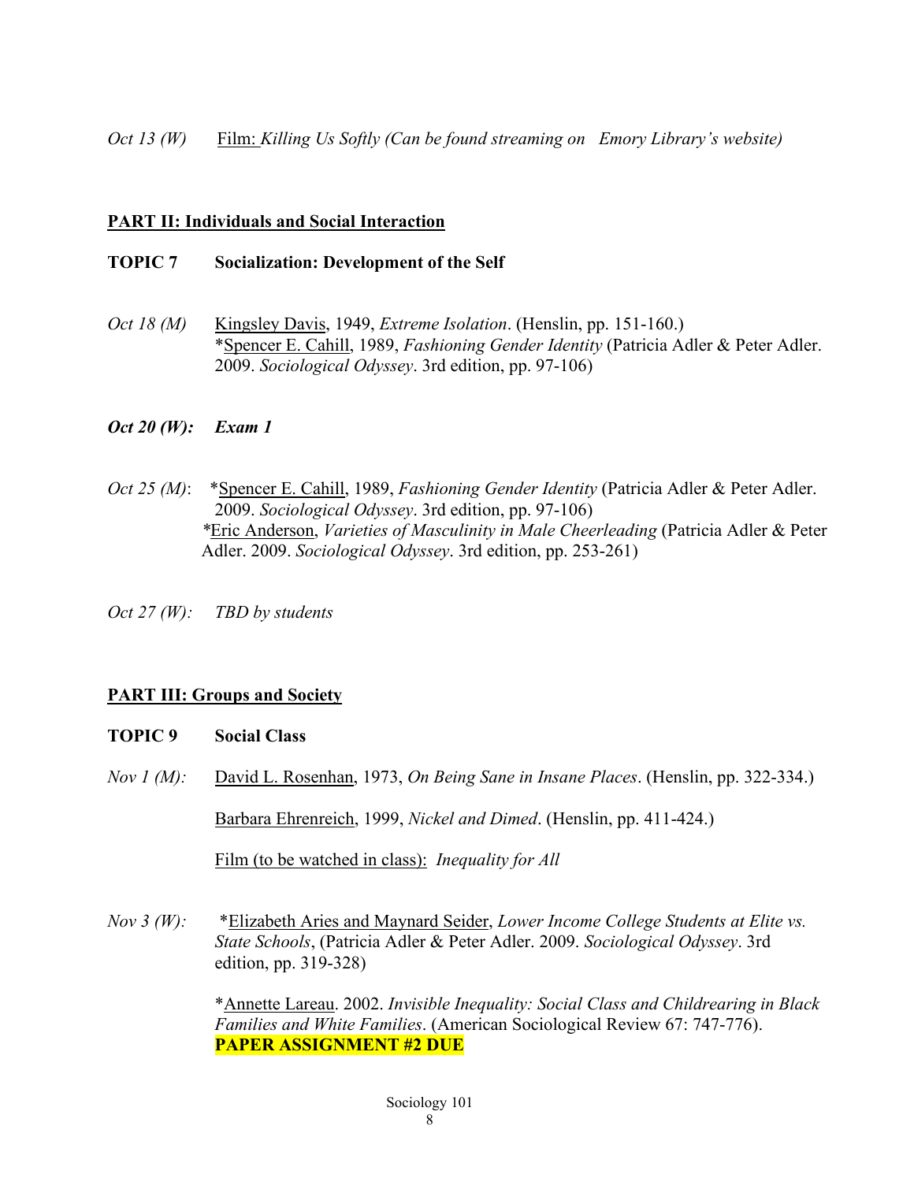*Oct 13 (W)* Film: *Killing Us Softly (Can be found streaming on Emory Library's website)*

## PART II: Individuals and Social Interaction

**TOPIC 7 Socialization: Development of the Self**

*Oct 18 (M)* Kingsley Davis, 1949, *Extreme Isolation*. (Henslin, pp. 151-160.)
*Spencer E. Cahill, 1989, *Fashioning Gender Identity* (Patricia Adler & Peter Adler. 2009. *Sociological Odyssey*. 3rd edition, pp. 97-106)

***Oct 20 (W): Exam 1***

*Oct 25 (M)*: *Spencer E. Cahill, 1989, *Fashioning Gender Identity* (Patricia Adler & Peter Adler. 2009. *Sociological Odyssey*. 3rd edition, pp. 97-106)
*Eric Anderson, *Varieties of Masculinity in Male Cheerleading* (Patricia Adler & Peter Adler. 2009. *Sociological Odyssey*. 3rd edition, pp. 253-261)

*Oct 27 (W): TBD by students*

## PART III: Groups and Society

**TOPIC 9 Social Class**

*Nov 1 (M):* David L. Rosenhan, 1973, *On Being Sane in Insane Places*. (Henslin, pp. 322-334.)

Barbara Ehrenreich, 1999, *Nickel and Dimed*. (Henslin, pp. 411-424.)

Film (to be watched in class): *Inequality for All*

*Nov 3 (W):* *Elizabeth Aries and Maynard Seider, *Lower Income College Students at Elite vs. State Schools*, (Patricia Adler & Peter Adler. 2009. *Sociological Odyssey*. 3rd edition, pp. 319-328)

*Annette Lareau. 2002. *Invisible Inequality: Social Class and Childrearing in Black Families and White Families*. (American Sociological Review 67: 747-776).
**PAPER ASSIGNMENT #2 DUE**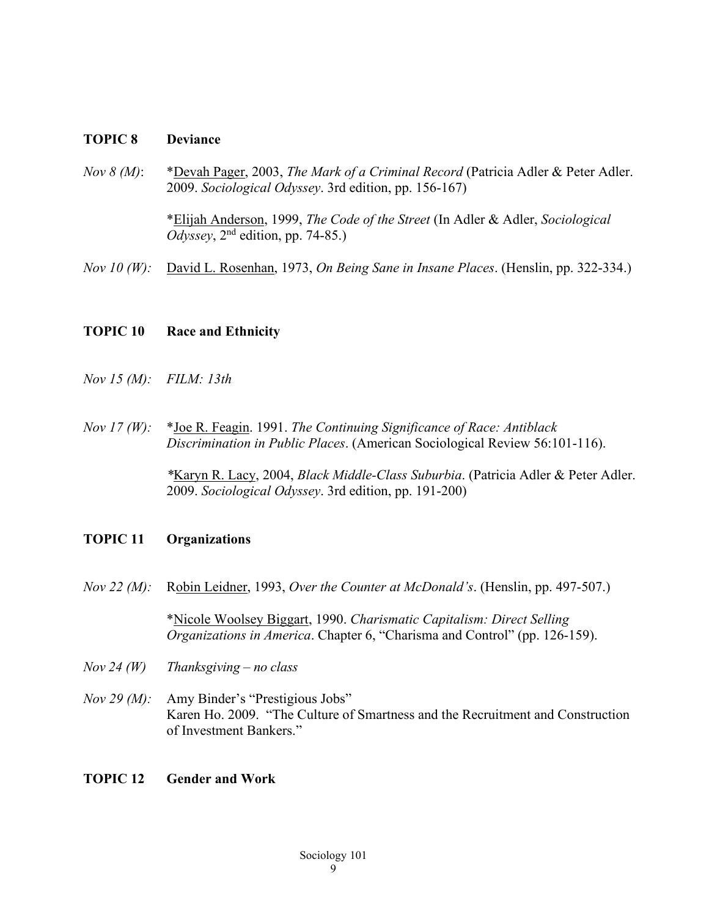## TOPIC 8 Deviance

*Nov 8 (M)*: *Devah Pager, 2003, *The Mark of a Criminal Record* (Patricia Adler & Peter Adler. 2009. *Sociological Odyssey*. 3rd edition, pp. 156-167)

*Elijah Anderson, 1999, *The Code of the Street* (In Adler & Adler, *Sociological Odyssey*, 2nd edition, pp. 74-85.)

*Nov 10 (W):* David L. Rosenhan, 1973, *On Being Sane in Insane Places*. (Henslin, pp. 322-334.)

## TOPIC 10 Race and Ethnicity

*Nov 15 (M): FILM: 13th*

*Nov 17 (W):* *Joe R. Feagin. 1991. *The Continuing Significance of Race: Antiblack Discrimination in Public Places*. (American Sociological Review 56:101-116).

*Karyn R. Lacy, 2004, *Black Middle-Class Suburbia*. (Patricia Adler & Peter Adler. 2009. *Sociological Odyssey*. 3rd edition, pp. 191-200)

## TOPIC 11 Organizations

*Nov 22 (M):* Robin Leidner, 1993, *Over the Counter at McDonald's*. (Henslin, pp. 497-507.)

*Nicole Woolsey Biggart, 1990. *Charismatic Capitalism: Direct Selling Organizations in America*. Chapter 6, "Charisma and Control" (pp. 126-159).

*Nov 24 (W) Thanksgiving – no class*

*Nov 29 (M):* Amy Binder's "Prestigious Jobs"
Karen Ho. 2009. "The Culture of Smartness and the Recruitment and Construction of Investment Bankers."

## TOPIC 12 Gender and Work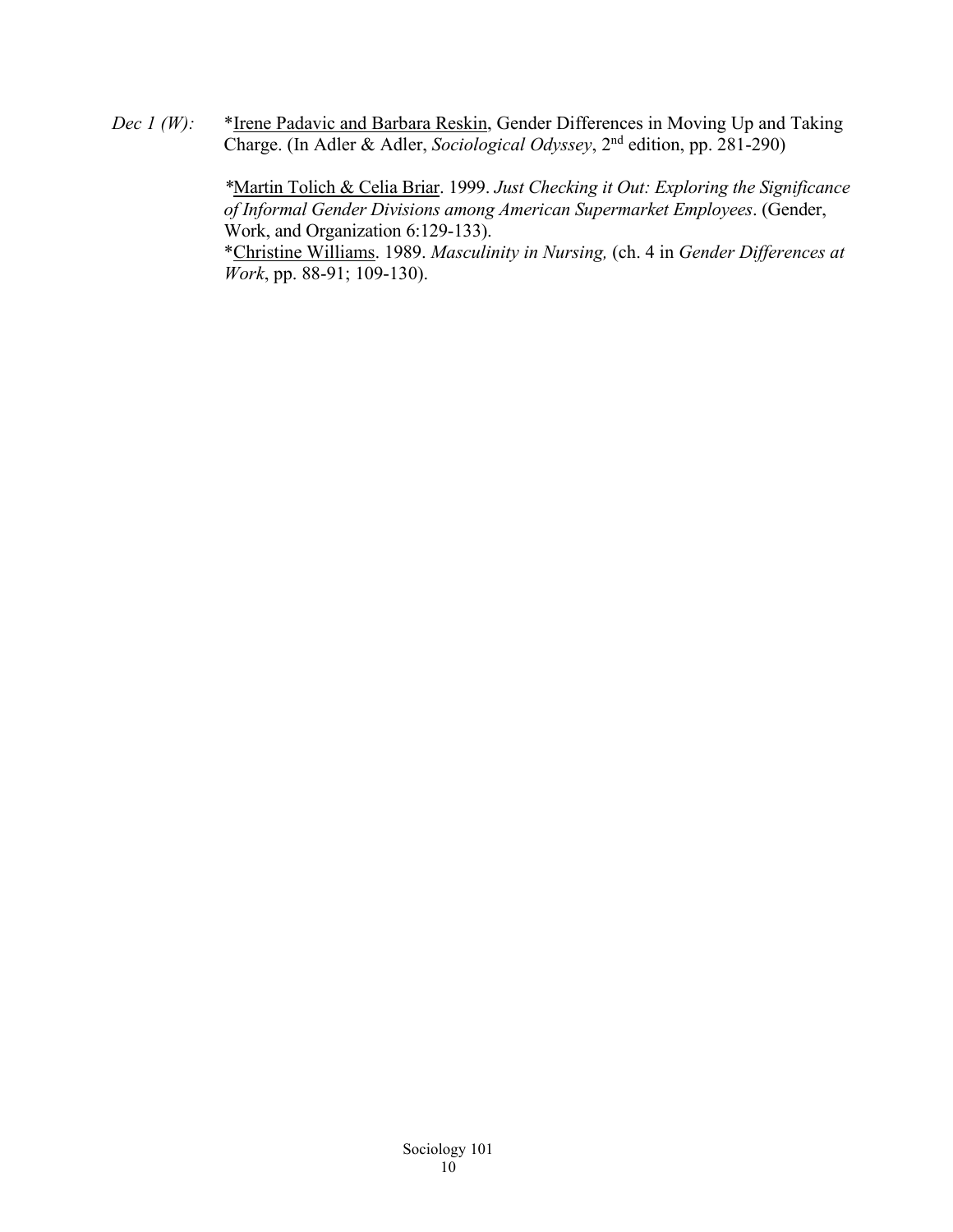*Dec 1 (W):* *Irene Padavic and Barbara Reskin, Gender Differences in Moving Up and Taking Charge. (In Adler & Adler, *Sociological Odyssey*, 2nd edition, pp. 281-290)

*Martin Tolich & Celia Briar. 1999. *Just Checking it Out: Exploring the Significance of Informal Gender Divisions among American Supermarket Employees*. (Gender, Work, and Organization 6:129-133).

*Christine Williams. 1989. *Masculinity in Nursing,* (ch. 4 in *Gender Differences at Work*, pp. 88-91; 109-130).